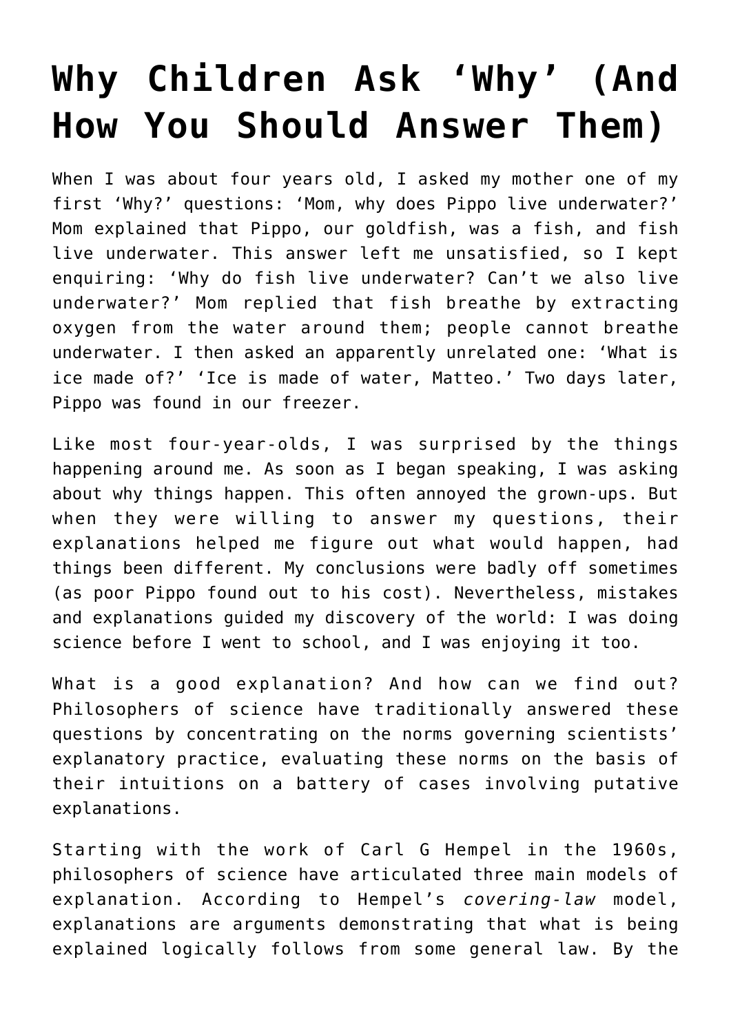# Why Children Ask 'Why' (And How You Should Answer Them)

When I was about four years old, I asked my mother one of my first 'Why?' questions: 'Mom, why does Pippo live underwater?' Mom explained that Pippo, our goldfish, was a fish, and fish live underwater. This answer left me unsatisfied, so I kept enquiring: 'Why do fish live underwater? Can't we also live underwater?' Mom replied that fish breathe by extracting oxygen from the water around them; people cannot breathe underwater. I then asked an apparently unrelated one: 'What is ice made of?' 'Ice is made of water, Matteo.' Two days later, Pippo was found in our freezer.

Like most four-year-olds, I was surprised by the things happening around me. As soon as I began speaking, I was asking about why things happen. This often annoyed the grown-ups. But when they were willing to answer my questions, their explanations helped me figure out what would happen, had things been different. My conclusions were badly off sometimes (as poor Pippo found out to his cost). Nevertheless, mistakes and explanations guided my discovery of the world: I was doing science before I went to school, and I was enjoying it too.

What is a good explanation? And how can we find out? Philosophers of science have traditionally answered these questions by concentrating on the norms governing scientists' explanatory practice, evaluating these norms on the basis of their intuitions on a battery of cases involving putative explanations.

Starting with the work of Carl G Hempel in the 1960s, philosophers of science have articulated three main models of explanation. According to Hempel's *covering-law* model, explanations are arguments demonstrating that what is being explained logically follows from some general law. By the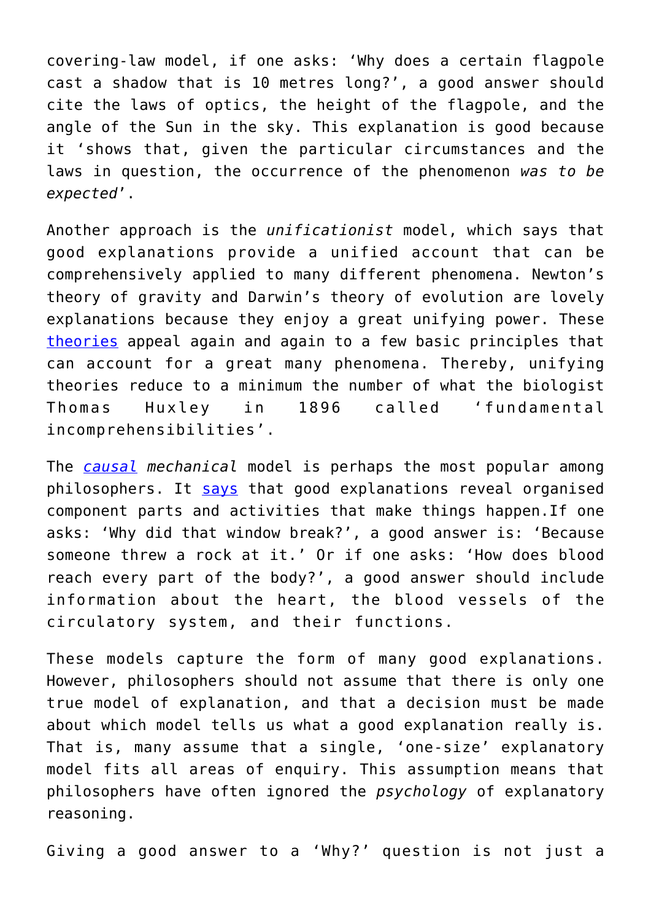covering-law model, if one asks: 'Why does a certain flagpole cast a shadow that is 10 metres long?', a good answer should cite the laws of optics, the height of the flagpole, and the angle of the Sun in the sky. This explanation is good because it 'shows that, given the particular circumstances and the laws in question, the occurrence of the phenomenon *was to be expected*'.

Another approach is the *unificationist* model, which says that good explanations provide a unified account that can be comprehensively applied to many different phenomena. Newton's theory of gravity and Darwin's theory of evolution are lovely explanations because they enjoy a great unifying power. These theories appeal again and again to a few basic principles that can account for a great many phenomena. Thereby, unifying theories reduce to a minimum the number of what the biologist Thomas Huxley in 1896 called 'fundamental incomprehensibilities'.

The *causal mechanical* model is perhaps the most popular among philosophers. It says that good explanations reveal organised component parts and activities that make things happen.If one asks: 'Why did that window break?', a good answer is: 'Because someone threw a rock at it.' Or if one asks: 'How does blood reach every part of the body?', a good answer should include information about the heart, the blood vessels of the circulatory system, and their functions.

These models capture the form of many good explanations. However, philosophers should not assume that there is only one true model of explanation, and that a decision must be made about which model tells us what a good explanation really is. That is, many assume that a single, 'one-size' explanatory model fits all areas of enquiry. This assumption means that philosophers have often ignored the *psychology* of explanatory reasoning.

Giving a good answer to a 'Why?' question is not just a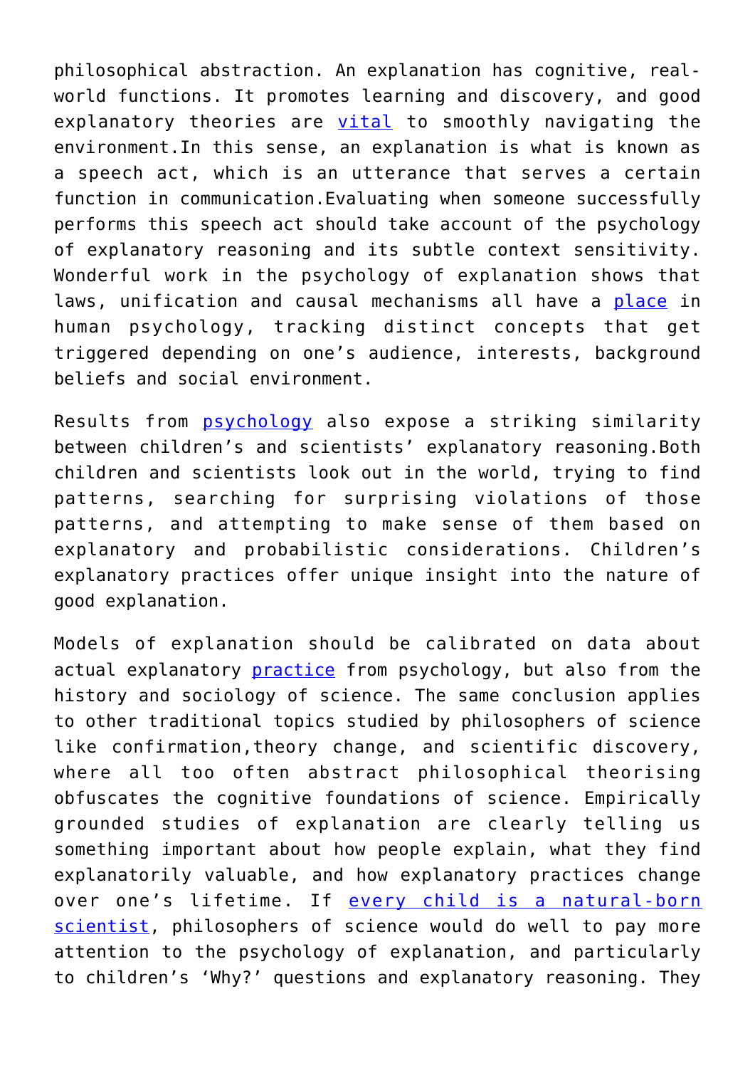philosophical abstraction. An explanation has cognitive, real-world functions. It promotes learning and discovery, and good explanatory theories are vital to smoothly navigating the environment.In this sense, an explanation is what is known as a speech act, which is an utterance that serves a certain function in communication.Evaluating when someone successfully performs this speech act should take account of the psychology of explanatory reasoning and its subtle context sensitivity. Wonderful work in the psychology of explanation shows that laws, unification and causal mechanisms all have a place in human psychology, tracking distinct concepts that get triggered depending on one's audience, interests, background beliefs and social environment.

Results from psychology also expose a striking similarity between children's and scientists' explanatory reasoning.Both children and scientists look out in the world, trying to find patterns, searching for surprising violations of those patterns, and attempting to make sense of them based on explanatory and probabilistic considerations. Children's explanatory practices offer unique insight into the nature of good explanation.

Models of explanation should be calibrated on data about actual explanatory practice from psychology, but also from the history and sociology of science. The same conclusion applies to other traditional topics studied by philosophers of science like confirmation,theory change, and scientific discovery, where all too often abstract philosophical theorising obfuscates the cognitive foundations of science. Empirically grounded studies of explanation are clearly telling us something important about how people explain, what they find explanatorily valuable, and how explanatory practices change over one's lifetime. If every child is a natural-born scientist, philosophers of science would do well to pay more attention to the psychology of explanation, and particularly to children's 'Why?' questions and explanatory reasoning. They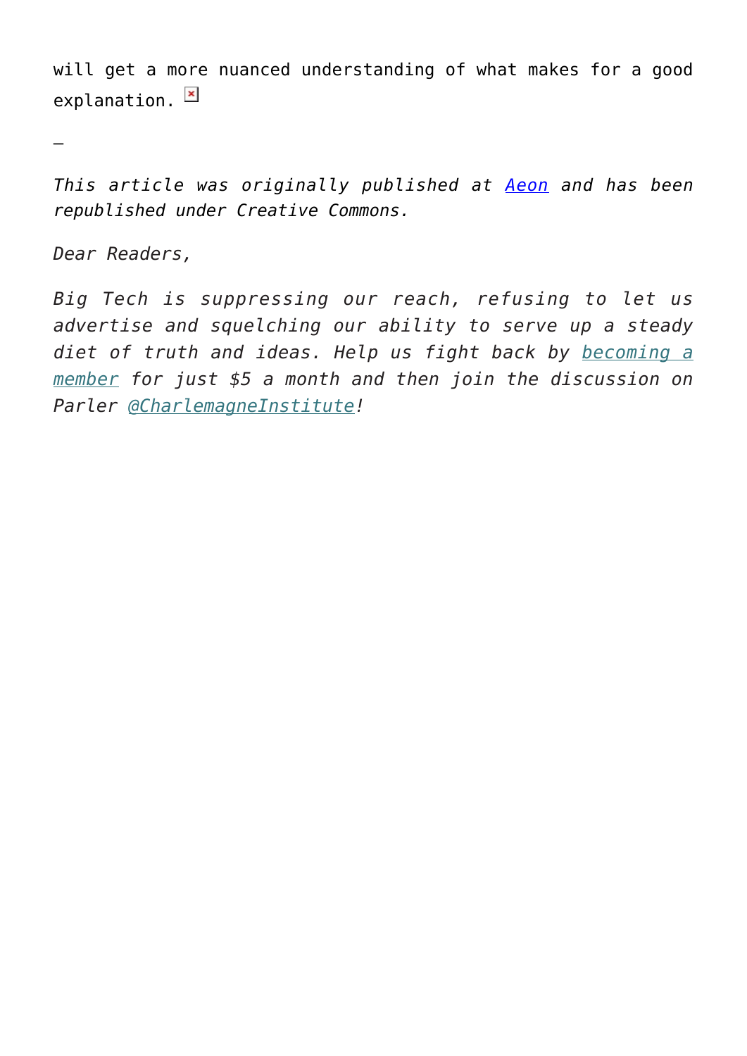will get a more nuanced understanding of what makes for a good explanation.

—

*This article was originally published at [Aeon](Aeon) and has been republished under Creative Commons.*

*Dear Readers,*

*Big Tech is suppressing our reach, refusing to let us advertise and squelching our ability to serve up a steady diet of truth and ideas. Help us fight back by becoming a member for just $5 a month and then join the discussion on Parler @CharlemagneInstitute!*